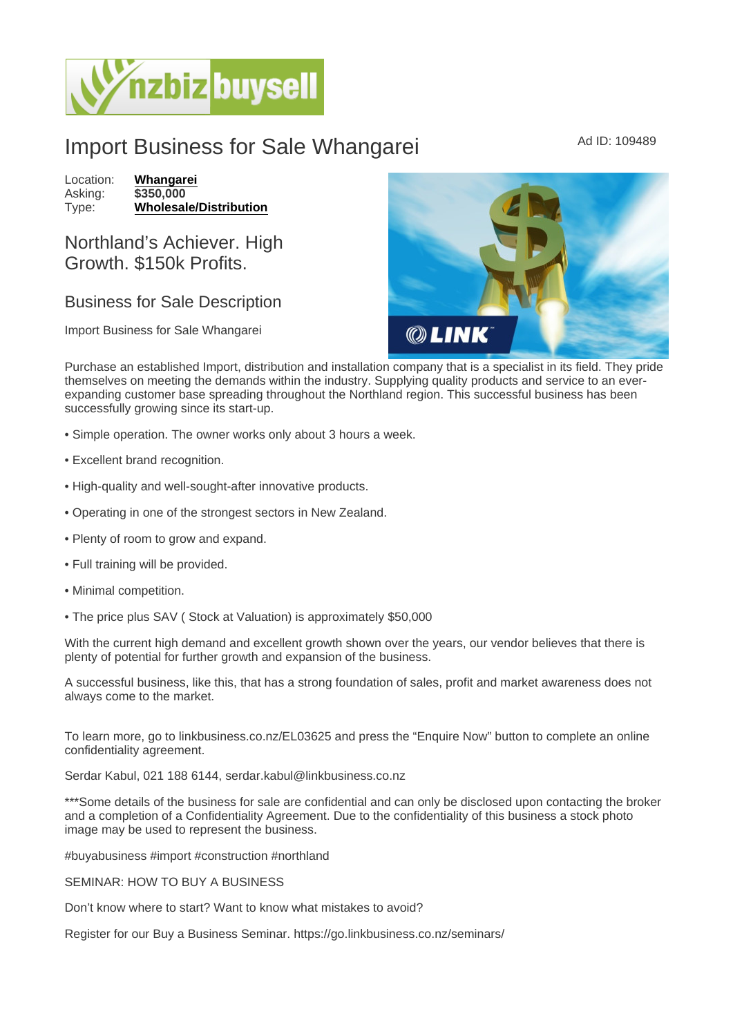# Import Business for Sale Whangarei

Ad ID: 109489

Location: **Whangarei**
Asking: **$350,000**
Type: **Wholesale/Distribution**

## Northland's Achiever. High Growth. $150k Profits.

### Business for Sale Description

Import Business for Sale Whangarei

Purchase an established Import, distribution and installation company that is a specialist in its field. They pride themselves on meeting the demands within the industry. Supplying quality products and service to an ever-expanding customer base spreading throughout the Northland region. This successful business has been successfully growing since its start-up.

- Simple operation. The owner works only about 3 hours a week.
- Excellent brand recognition.
- High-quality and well-sought-after innovative products.
- Operating in one of the strongest sectors in New Zealand.
- Plenty of room to grow and expand.
- Full training will be provided.
- Minimal competition.
- The price plus SAV ( Stock at Valuation) is approximately $50,000

With the current high demand and excellent growth shown over the years, our vendor believes that there is plenty of potential for further growth and expansion of the business.

A successful business, like this, that has a strong foundation of sales, profit and market awareness does not always come to the market.

To learn more, go to linkbusiness.co.nz/EL03625 and press the "Enquire Now" button to complete an online confidentiality agreement.

Serdar Kabul, 021 188 6144, serdar.kabul@linkbusiness.co.nz

***Some details of the business for sale are confidential and can only be disclosed upon contacting the broker and a completion of a Confidentiality Agreement. Due to the confidentiality of this business a stock photo image may be used to represent the business.

#buyabusiness #import #construction #northland

SEMINAR: HOW TO BUY A BUSINESS

Don't know where to start? Want to know what mistakes to avoid?

Register for our Buy a Business Seminar. https://go.linkbusiness.co.nz/seminars/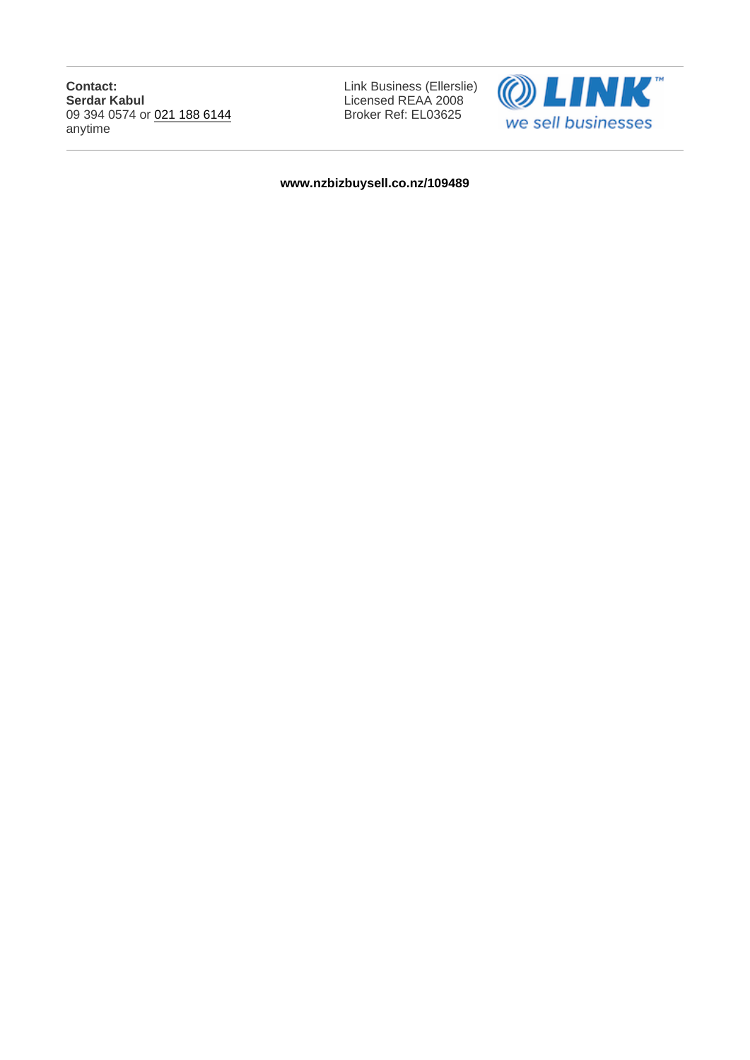**Contact:**
**Serdar Kabul**
09 394 0574 or 021 188 6144
anytime

Link Business (Ellerslie)
Licensed REAA 2008
Broker Ref: EL03625

LINK™
we sell businesses

**www.nzbizbuysell.co.nz/109489**